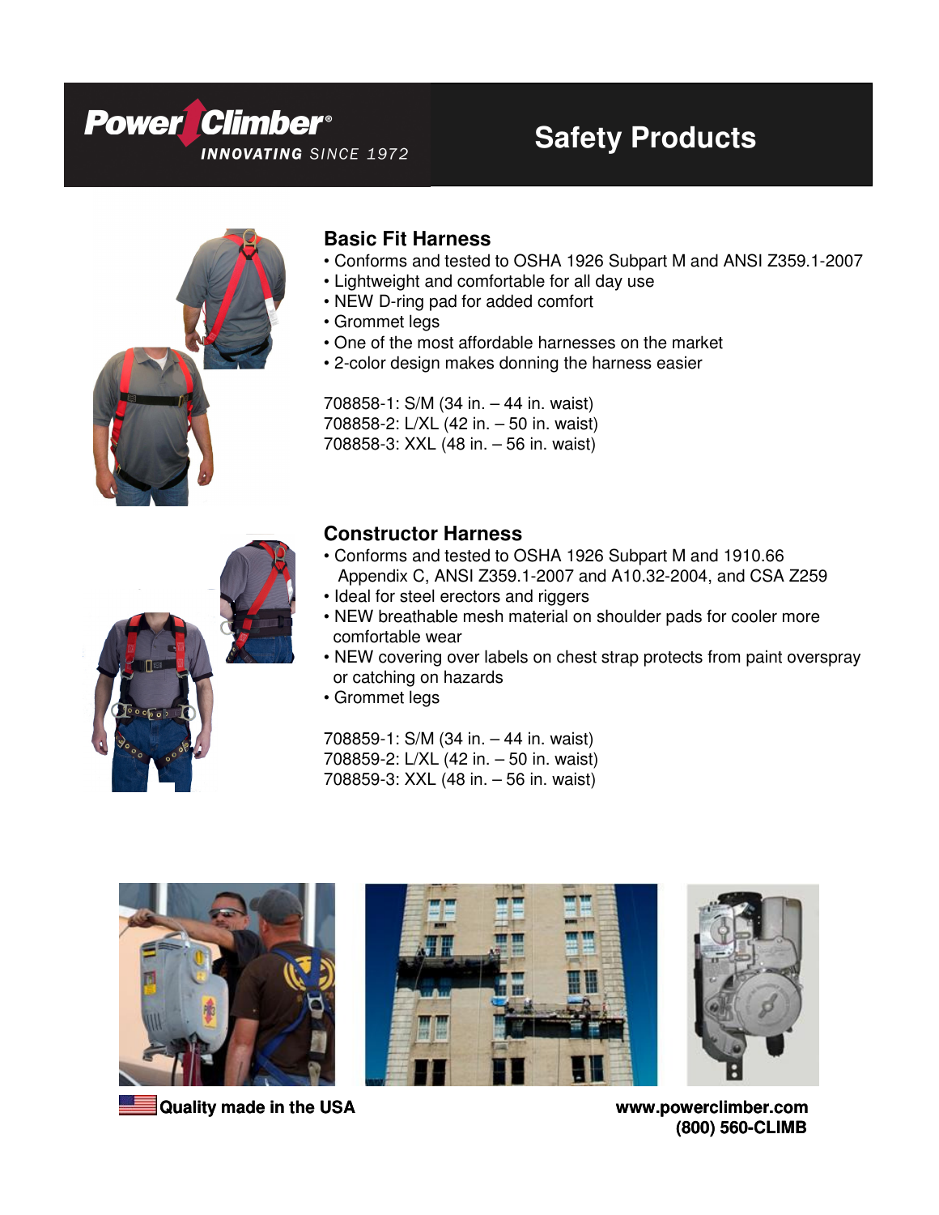**Power Climber®**
INNOVATING SINCE 1972

# Safety Products

## Basic Fit Harness

- Conforms and tested to OSHA 1926 Subpart M and ANSI Z359.1-2007
- Lightweight and comfortable for all day use
- NEW D-ring pad for added comfort
- Grommet legs
- One of the most affordable harnesses on the market
- 2-color design makes donning the harness easier

708858-1: S/M (34 in. – 44 in. waist)
708858-2: L/XL (42 in. – 50 in. waist)
708858-3: XXL (48 in. – 56 in. waist)

## Constructor Harness

- Conforms and tested to OSHA 1926 Subpart M and 1910.66 Appendix C, ANSI Z359.1-2007 and A10.32-2004, and CSA Z259
- Ideal for steel erectors and riggers
- NEW breathable mesh material on shoulder pads for cooler more comfortable wear
- NEW covering over labels on chest strap protects from paint overspray or catching on hazards
- Grommet legs

708859-1: S/M (34 in. – 44 in. waist)
708859-2: L/XL (42 in. – 50 in. waist)
708859-3: XXL (48 in. – 56 in. waist)

**Quality made in the USA**

**www.powerclimber.com**
**(800) 560-CLIMB**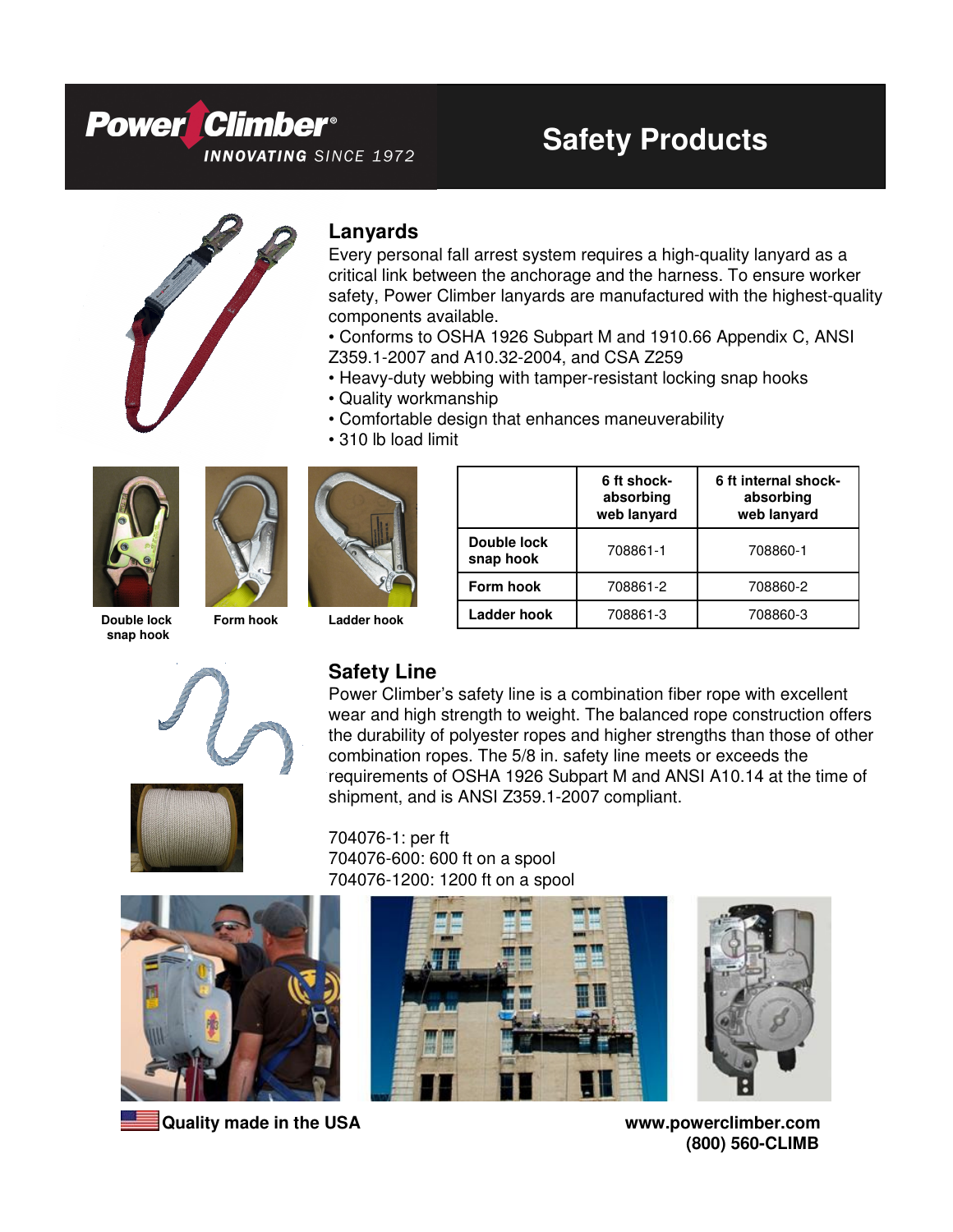# Safety Products

Power Climber® INNOVATING SINCE 1972

## Lanyards

Every personal fall arrest system requires a high-quality lanyard as a critical link between the anchorage and the harness. To ensure worker safety, Power Climber lanyards are manufactured with the highest-quality components available.

- Conforms to OSHA 1926 Subpart M and 1910.66 Appendix C, ANSI Z359.1-2007 and A10.32-2004, and CSA Z259
- Heavy-duty webbing with tamper-resistant locking snap hooks
- Quality workmanship
- Comfortable design that enhances maneuverability
- 310 lb load limit

Double lock snap hook

Form hook

Ladder hook

| | 6 ft shock-absorbing web lanyard | 6 ft internal shock-absorbing web lanyard |
|---|---|---|
| **Double lock snap hook** | 708861-1 | 708860-1 |
| **Form hook** | 708861-2 | 708860-2 |
| **Ladder hook** | 708861-3 | 708860-3 |

## Safety Line

Power Climber's safety line is a combination fiber rope with excellent wear and high strength to weight. The balanced rope construction offers the durability of polyester ropes and higher strengths than those of other combination ropes. The 5/8 in. safety line meets or exceeds the requirements of OSHA 1926 Subpart M and ANSI A10.14 at the time of shipment, and is ANSI Z359.1-2007 compliant.

704076-1: per ft
704076-600: 600 ft on a spool
704076-1200: 1200 ft on a spool

**Quality made in the USA**

**www.powerclimber.com**
**(800) 560-CLIMB**